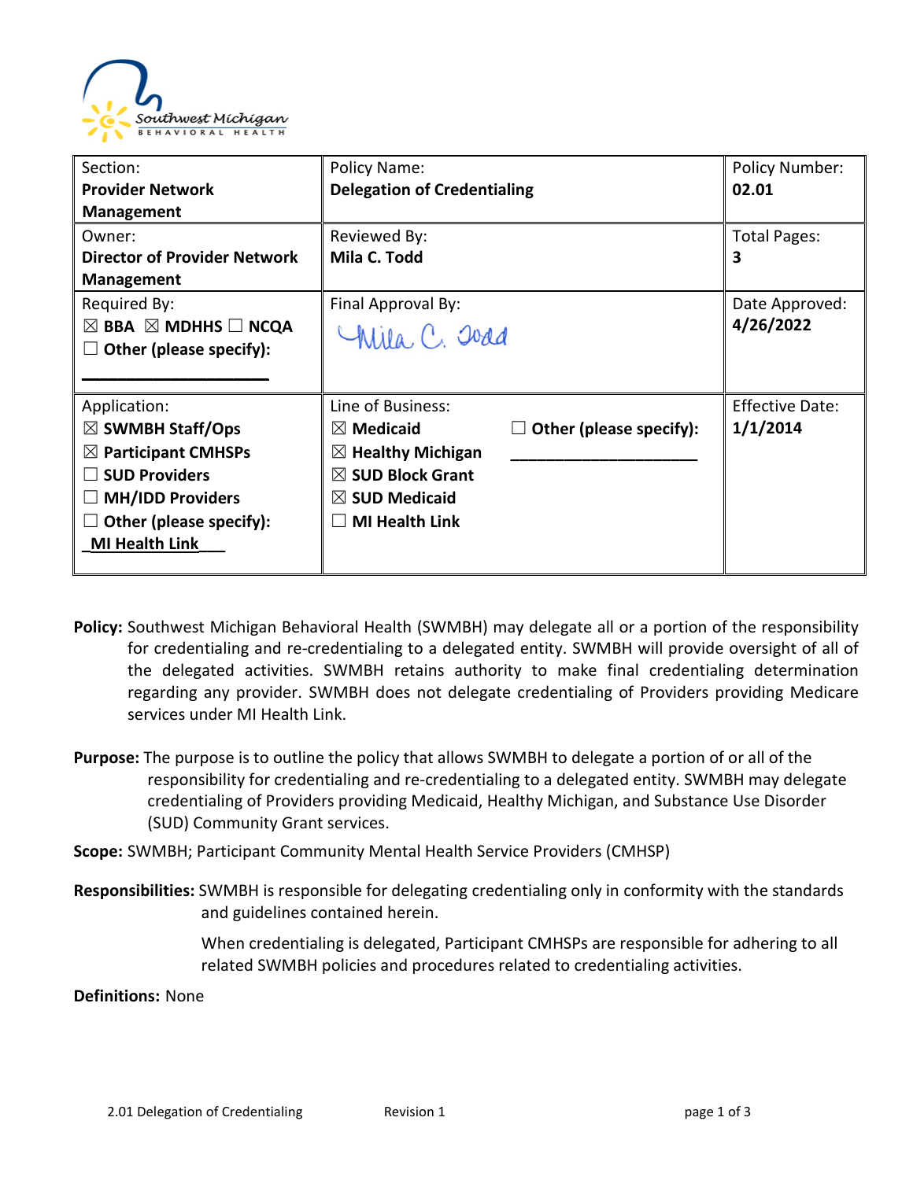Southwest Michigan BEHAVIORAL HEALTH

| Section: **Provider Network Management** | Policy Name: **Delegation of Credentialing** | Policy Number: **02.01** |
|---|---|---|
| Owner: **Director of Provider Network Management** | Reviewed By: **Mila C. Todd** | Total Pages: **3** |
| Required By: ☒ **BBA** ☒ **MDHHS** ☐ **NCQA** ☐ **Other (please specify):** ____________________ | Final Approval By: Mila C. Todd | Date Approved: **4/26/2022** |
| Application: ☒ **SWMBH Staff/Ops** ☒ **Participant CMHSPs** ☐ **SUD Providers** ☐ **MH/IDD Providers** ☐ **Other (please specify):** **MI Health Link** | Line of Business: ☒ **Medicaid** ☒ **Healthy Michigan** ☒ **SUD Block Grant** ☒ **SUD Medicaid** ☐ **MI Health Link** ☐ **Other (please specify):** ____________________ | Effective Date: **1/1/2014** |

**Policy:** Southwest Michigan Behavioral Health (SWMBH) may delegate all or a portion of the responsibility for credentialing and re-credentialing to a delegated entity. SWMBH will provide oversight of all of the delegated activities. SWMBH retains authority to make final credentialing determination regarding any provider. SWMBH does not delegate credentialing of Providers providing Medicare services under MI Health Link.

**Purpose:** The purpose is to outline the policy that allows SWMBH to delegate a portion of or all of the responsibility for credentialing and re-credentialing to a delegated entity. SWMBH may delegate credentialing of Providers providing Medicaid, Healthy Michigan, and Substance Use Disorder (SUD) Community Grant services.

**Scope:** SWMBH; Participant Community Mental Health Service Providers (CMHSP)

**Responsibilities:** SWMBH is responsible for delegating credentialing only in conformity with the standards and guidelines contained herein.

When credentialing is delegated, Participant CMHSPs are responsible for adhering to all related SWMBH policies and procedures related to credentialing activities.

**Definitions:** None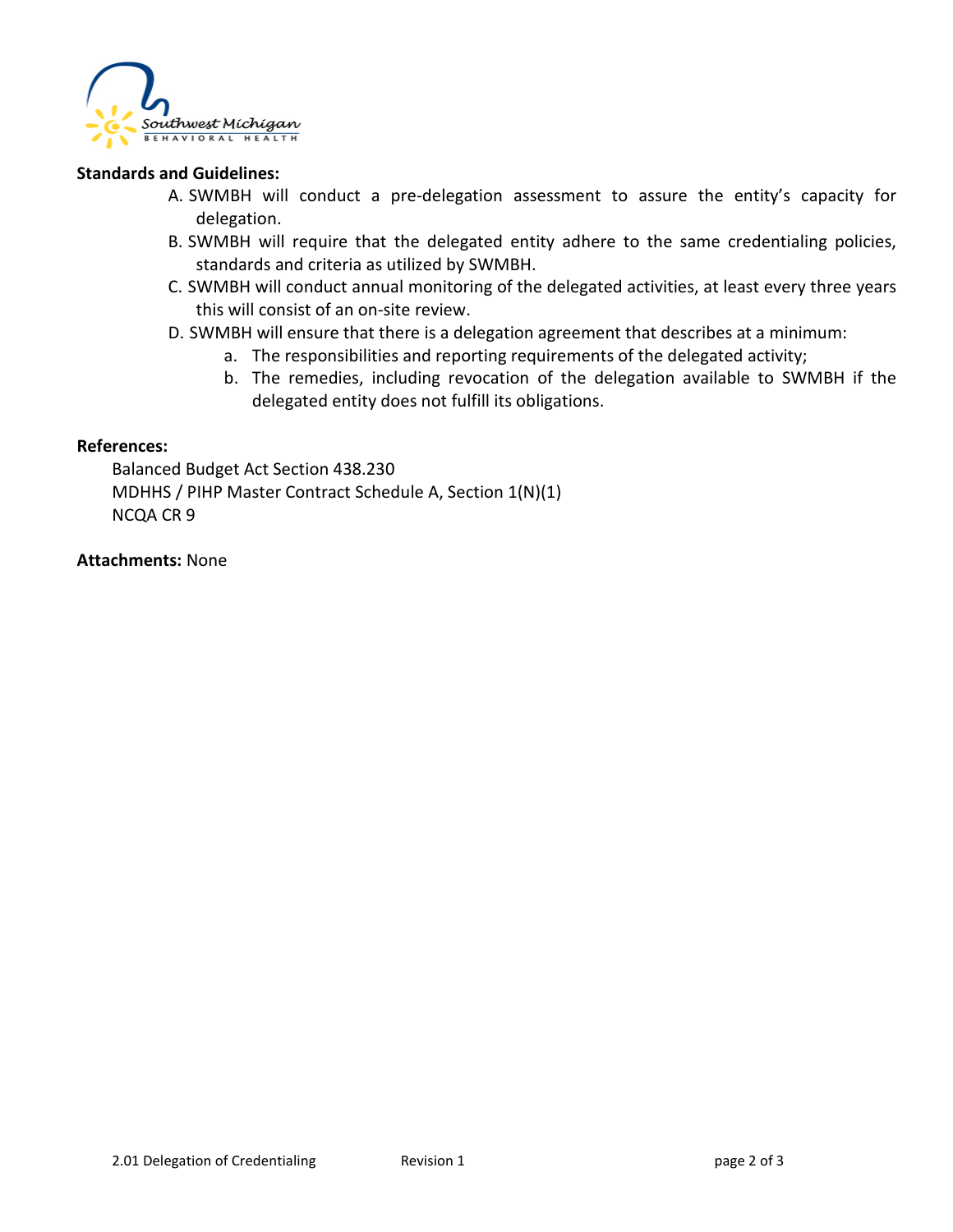**Standards and Guidelines:**

A. SWMBH will conduct a pre-delegation assessment to assure the entity's capacity for delegation.
B. SWMBH will require that the delegated entity adhere to the same credentialing policies, standards and criteria as utilized by SWMBH.
C. SWMBH will conduct annual monitoring of the delegated activities, at least every three years this will consist of an on-site review.
D. SWMBH will ensure that there is a delegation agreement that describes at a minimum:
   a. The responsibilities and reporting requirements of the delegated activity;
   b. The remedies, including revocation of the delegation available to SWMBH if the delegated entity does not fulfill its obligations.

**References:**

Balanced Budget Act Section 438.230
MDHHS / PIHP Master Contract Schedule A, Section 1(N)(1)
NCQA CR 9

**Attachments:** None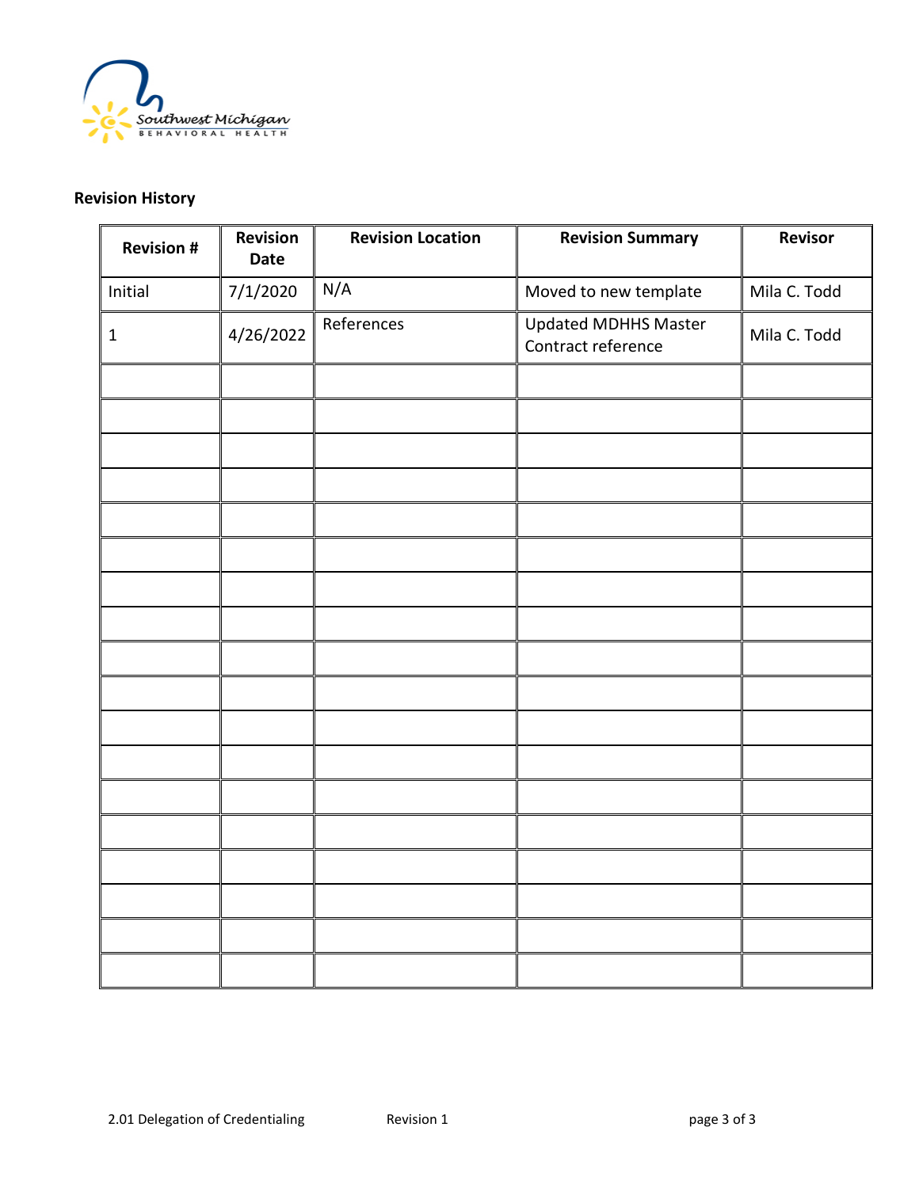**Revision History**

| Revision # | Revision Date | Revision Location | Revision Summary | Revisor |
|---|---|---|---|---|
| Initial | 7/1/2020 | N/A | Moved to new template | Mila C. Todd |
| 1 | 4/26/2022 | References | Updated MDHHS Master Contract reference | Mila C. Todd |
| | | | | |
| | | | | |
| | | | | |
| | | | | |
| | | | | |
| | | | | |
| | | | | |
| | | | | |
| | | | | |
| | | | | |
| | | | | |
| | | | | |
| | | | | |
| | | | | |
| | | | | |
| | | | | |
| | | | | |
| | | | | |